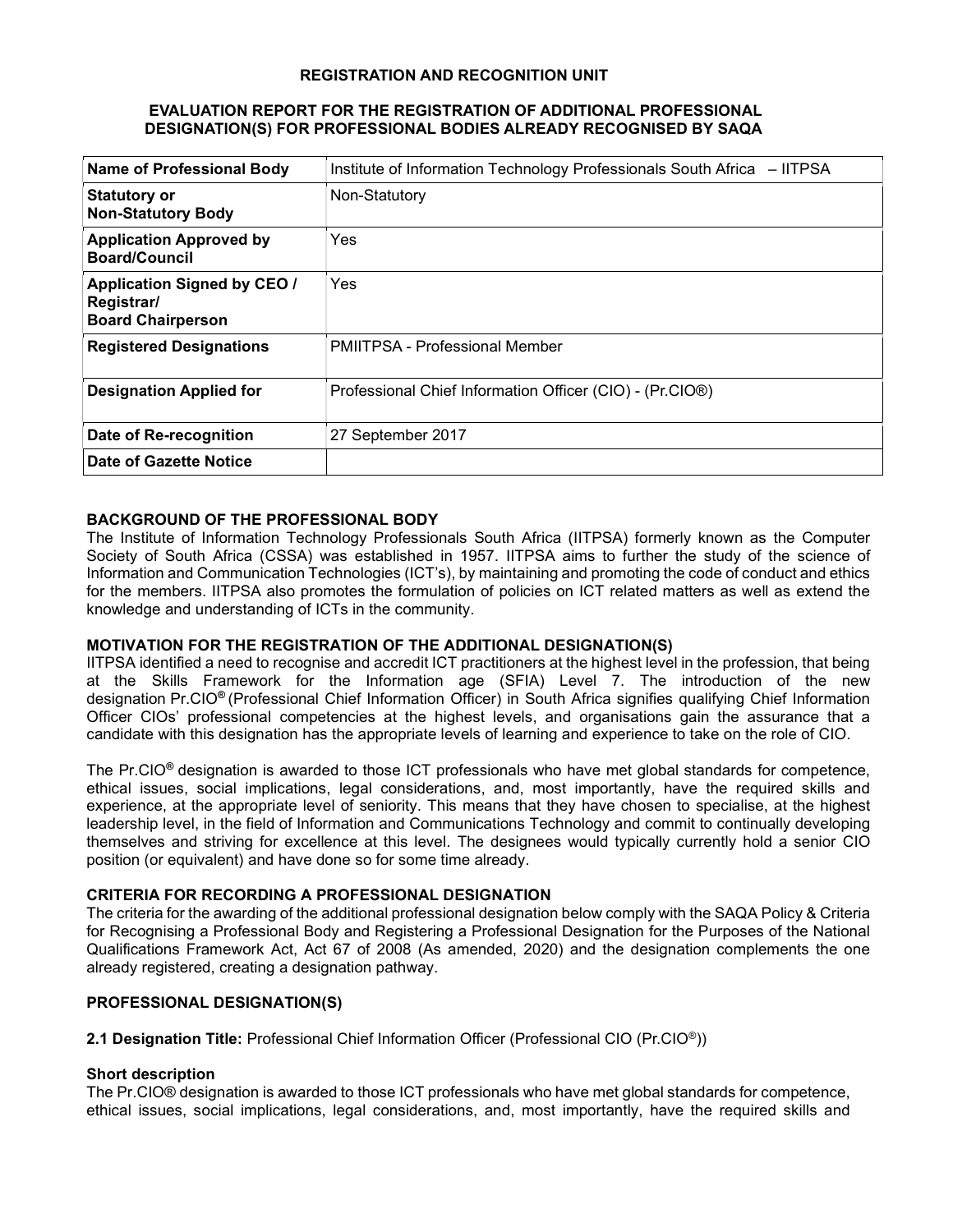## REGISTRATION AND RECOGNITION UNIT

## EVALUATION REPORT FOR THE REGISTRATION OF ADDITIONAL PROFESSIONAL DESIGNATION(S) FOR PROFESSIONAL BODIES ALREADY RECOGNISED BY SAQA

| | |
|---|---|
| **Name of Professional Body** | Institute of Information Technology Professionals South Africa – IITPSA |
| **Statutory or Non-Statutory Body** | Non-Statutory |
| **Application Approved by Board/Council** | Yes |
| **Application Signed by CEO / Registrar/ Board Chairperson** | Yes |
| **Registered Designations** | PMIITPSA - Professional Member |
| **Designation Applied for** | Professional Chief Information Officer (CIO) - (Pr.CIO®) |
| **Date of Re-recognition** | 27 September 2017 |
| **Date of Gazette Notice** | |

### BACKGROUND OF THE PROFESSIONAL BODY

The Institute of Information Technology Professionals South Africa (IITPSA) formerly known as the Computer Society of South Africa (CSSA) was established in 1957. IITPSA aims to further the study of the science of Information and Communication Technologies (ICT's), by maintaining and promoting the code of conduct and ethics for the members. IITPSA also promotes the formulation of policies on ICT related matters as well as extend the knowledge and understanding of ICTs in the community.

### MOTIVATION FOR THE REGISTRATION OF THE ADDITIONAL DESIGNATION(S)

IITPSA identified a need to recognise and accredit ICT practitioners at the highest level in the profession, that being at the Skills Framework for the Information age (SFIA) Level 7. The introduction of the new designation Pr.CIO® (Professional Chief Information Officer) in South Africa signifies qualifying Chief Information Officer CIOs' professional competencies at the highest levels, and organisations gain the assurance that a candidate with this designation has the appropriate levels of learning and experience to take on the role of CIO.

The Pr.CIO® designation is awarded to those ICT professionals who have met global standards for competence, ethical issues, social implications, legal considerations, and, most importantly, have the required skills and experience, at the appropriate level of seniority. This means that they have chosen to specialise, at the highest leadership level, in the field of Information and Communications Technology and commit to continually developing themselves and striving for excellence at this level. The designees would typically currently hold a senior CIO position (or equivalent) and have done so for some time already.

### CRITERIA FOR RECORDING A PROFESSIONAL DESIGNATION

The criteria for the awarding of the additional professional designation below comply with the SAQA Policy & Criteria for Recognising a Professional Body and Registering a Professional Designation for the Purposes of the National Qualifications Framework Act, Act 67 of 2008 (As amended, 2020) and the designation complements the one already registered, creating a designation pathway.

### PROFESSIONAL DESIGNATION(S)

**2.1 Designation Title:** Professional Chief Information Officer (Professional CIO (Pr.CIO®))

**Short description**

The Pr.CIO® designation is awarded to those ICT professionals who have met global standards for competence, ethical issues, social implications, legal considerations, and, most importantly, have the required skills and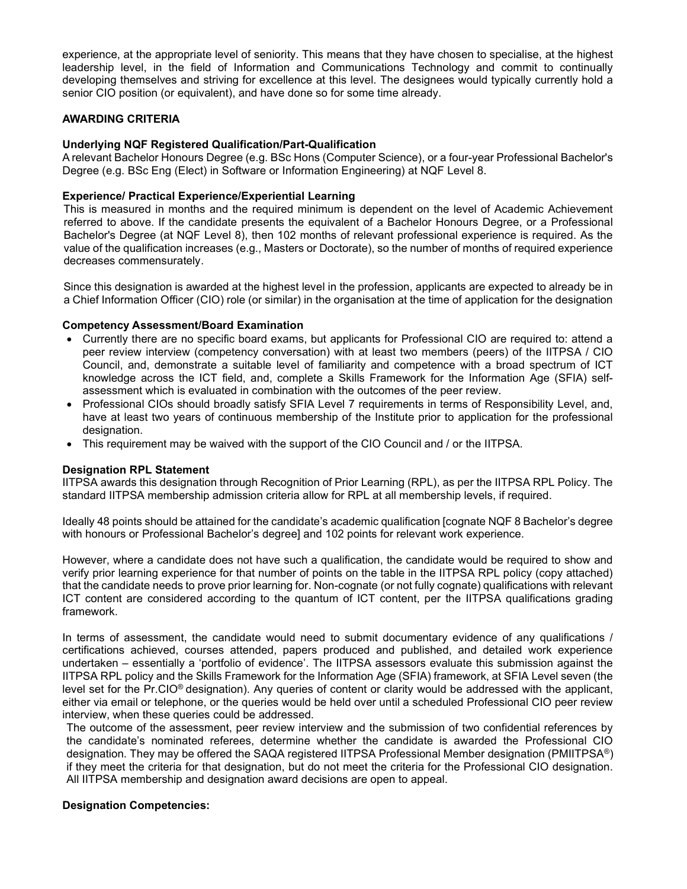experience, at the appropriate level of seniority. This means that they have chosen to specialise, at the highest leadership level, in the field of Information and Communications Technology and commit to continually developing themselves and striving for excellence at this level. The designees would typically currently hold a senior CIO position (or equivalent), and have done so for some time already.

## AWARDING CRITERIA

### Underlying NQF Registered Qualification/Part-Qualification

A relevant Bachelor Honours Degree (e.g. BSc Hons (Computer Science), or a four-year Professional Bachelor's Degree (e.g. BSc Eng (Elect) in Software or Information Engineering) at NQF Level 8.

### Experience/ Practical Experience/Experiential Learning

This is measured in months and the required minimum is dependent on the level of Academic Achievement referred to above. If the candidate presents the equivalent of a Bachelor Honours Degree, or a Professional Bachelor's Degree (at NQF Level 8), then 102 months of relevant professional experience is required. As the value of the qualification increases (e.g., Masters or Doctorate), so the number of months of required experience decreases commensurately.

Since this designation is awarded at the highest level in the profession, applicants are expected to already be in a Chief Information Officer (CIO) role (or similar) in the organisation at the time of application for the designation

### Competency Assessment/Board Examination

- Currently there are no specific board exams, but applicants for Professional CIO are required to: attend a peer review interview (competency conversation) with at least two members (peers) of the IITPSA / CIO Council, and, demonstrate a suitable level of familiarity and competence with a broad spectrum of ICT knowledge across the ICT field, and, complete a Skills Framework for the Information Age (SFIA) self-assessment which is evaluated in combination with the outcomes of the peer review.
- Professional CIOs should broadly satisfy SFIA Level 7 requirements in terms of Responsibility Level, and, have at least two years of continuous membership of the Institute prior to application for the professional designation.
- This requirement may be waived with the support of the CIO Council and / or the IITPSA.

### Designation RPL Statement

IITPSA awards this designation through Recognition of Prior Learning (RPL), as per the IITPSA RPL Policy. The standard IITPSA membership admission criteria allow for RPL at all membership levels, if required.

Ideally 48 points should be attained for the candidate's academic qualification [cognate NQF 8 Bachelor's degree with honours or Professional Bachelor's degree] and 102 points for relevant work experience.

However, where a candidate does not have such a qualification, the candidate would be required to show and verify prior learning experience for that number of points on the table in the IITPSA RPL policy (copy attached) that the candidate needs to prove prior learning for. Non-cognate (or not fully cognate) qualifications with relevant ICT content are considered according to the quantum of ICT content, per the IITPSA qualifications grading framework.

In terms of assessment, the candidate would need to submit documentary evidence of any qualifications / certifications achieved, courses attended, papers produced and published, and detailed work experience undertaken – essentially a 'portfolio of evidence'. The IITPSA assessors evaluate this submission against the IITPSA RPL policy and the Skills Framework for the Information Age (SFIA) framework, at SFIA Level seven (the level set for the Pr.CIO® designation). Any queries of content or clarity would be addressed with the applicant, either via email or telephone, or the queries would be held over until a scheduled Professional CIO peer review interview, when these queries could be addressed.

The outcome of the assessment, peer review interview and the submission of two confidential references by the candidate's nominated referees, determine whether the candidate is awarded the Professional CIO designation. They may be offered the SAQA registered IITPSA Professional Member designation (PMIITPSA®) if they meet the criteria for that designation, but do not meet the criteria for the Professional CIO designation. All IITPSA membership and designation award decisions are open to appeal.

### Designation Competencies: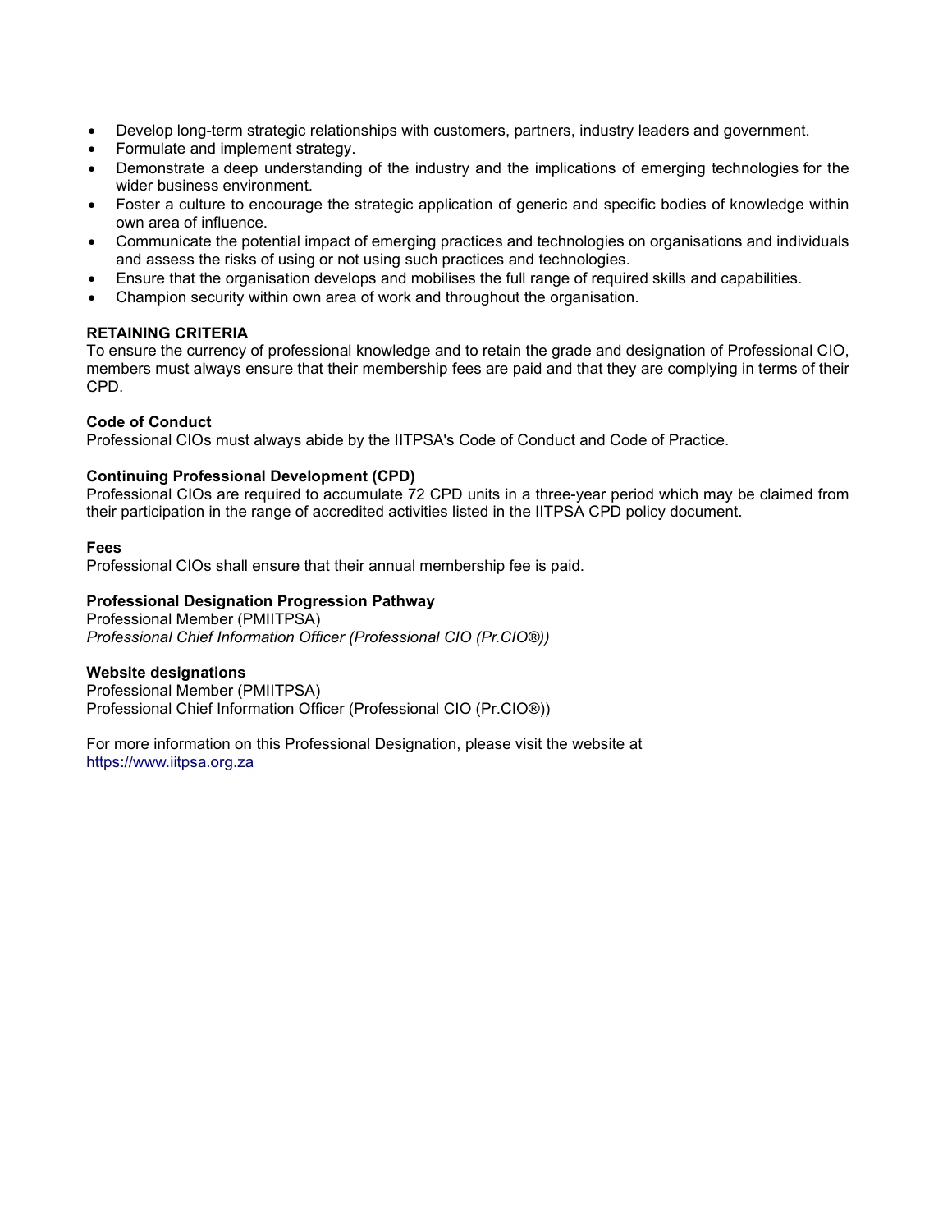- Develop long-term strategic relationships with customers, partners, industry leaders and government.
- Formulate and implement strategy.
- Demonstrate a deep understanding of the industry and the implications of emerging technologies for the wider business environment.
- Foster a culture to encourage the strategic application of generic and specific bodies of knowledge within own area of influence.
- Communicate the potential impact of emerging practices and technologies on organisations and individuals and assess the risks of using or not using such practices and technologies.
- Ensure that the organisation develops and mobilises the full range of required skills and capabilities.
- Champion security within own area of work and throughout the organisation.

**RETAINING CRITERIA**

To ensure the currency of professional knowledge and to retain the grade and designation of Professional CIO, members must always ensure that their membership fees are paid and that they are complying in terms of their CPD.

**Code of Conduct**

Professional CIOs must always abide by the IITPSA's Code of Conduct and Code of Practice.

**Continuing Professional Development (CPD)**

Professional CIOs are required to accumulate 72 CPD units in a three-year period which may be claimed from their participation in the range of accredited activities listed in the IITPSA CPD policy document.

**Fees**

Professional CIOs shall ensure that their annual membership fee is paid.

**Professional Designation Progression Pathway**

Professional Member (PMIITPSA)
*Professional Chief Information Officer (Professional CIO (Pr.CIO®))*

**Website designations**

Professional Member (PMIITPSA)
Professional Chief Information Officer (Professional CIO (Pr.CIO®))

For more information on this Professional Designation, please visit the website at https://www.iitpsa.org.za